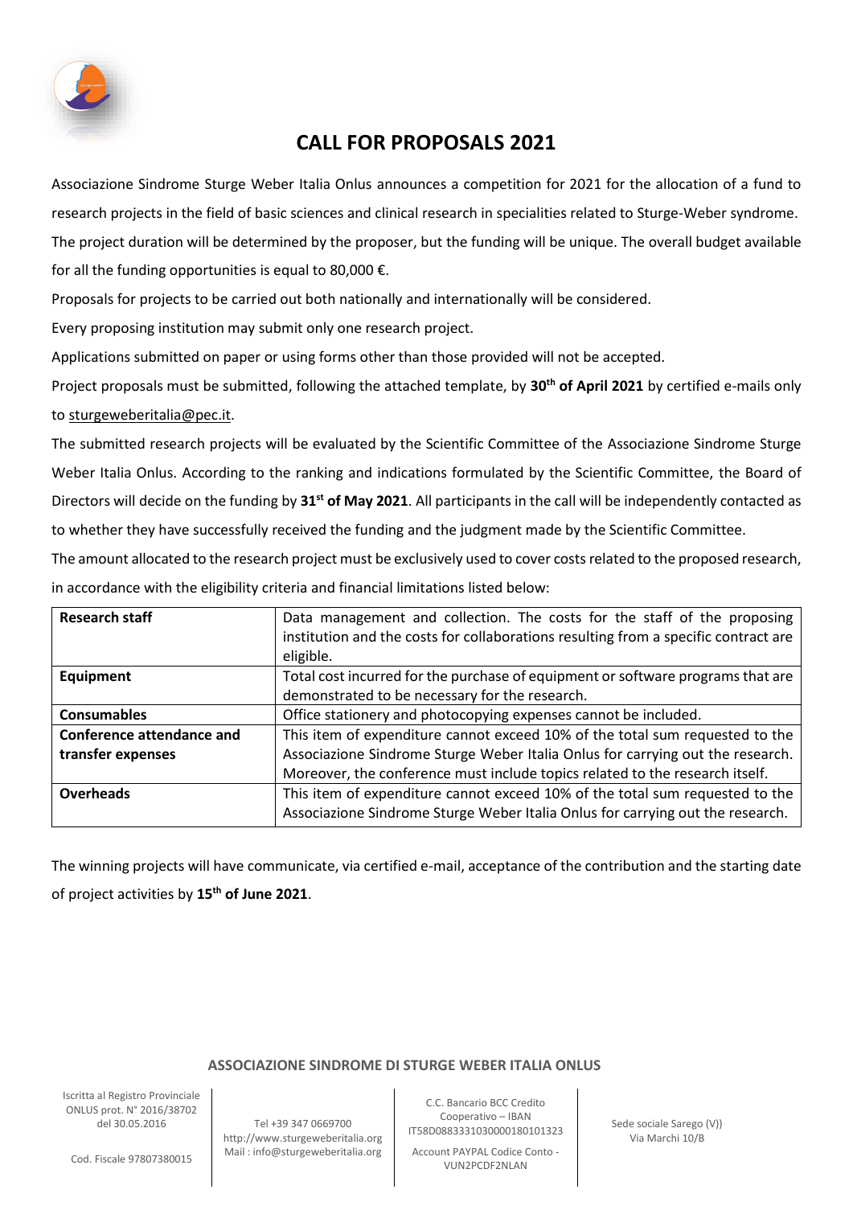# CALL FOR PROPOSALS 2021

Associazione Sindrome Sturge Weber Italia Onlus announces a competition for 2021 for the allocation of a fund to research projects in the field of basic sciences and clinical research in specialities related to Sturge-Weber syndrome. The project duration will be determined by the proposer, but the funding will be unique. The overall budget available for all the funding opportunities is equal to 80,000 €.

Proposals for projects to be carried out both nationally and internationally will be considered.

Every proposing institution may submit only one research project.

Applications submitted on paper or using forms other than those provided will not be accepted.

Project proposals must be submitted, following the attached template, by **30th of April 2021** by certified e-mails only to sturgeweberitalia@pec.it.

The submitted research projects will be evaluated by the Scientific Committee of the Associazione Sindrome Sturge Weber Italia Onlus. According to the ranking and indications formulated by the Scientific Committee, the Board of Directors will decide on the funding by **31st of May 2021**. All participants in the call will be independently contacted as to whether they have successfully received the funding and the judgment made by the Scientific Committee.

The amount allocated to the research project must be exclusively used to cover costs related to the proposed research, in accordance with the eligibility criteria and financial limitations listed below:

| **Research staff** | Data management and collection. The costs for the staff of the proposing institution and the costs for collaborations resulting from a specific contract are eligible. |
|---|---|
| **Equipment** | Total cost incurred for the purchase of equipment or software programs that are demonstrated to be necessary for the research. |
| **Consumables** | Office stationery and photocopying expenses cannot be included. |
| **Conference attendance and transfer expenses** | This item of expenditure cannot exceed 10% of the total sum requested to the Associazione Sindrome Sturge Weber Italia Onlus for carrying out the research. Moreover, the conference must include topics related to the research itself. |
| **Overheads** | This item of expenditure cannot exceed 10% of the total sum requested to the Associazione Sindrome Sturge Weber Italia Onlus for carrying out the research. |

The winning projects will have communicate, via certified e-mail, acceptance of the contribution and the starting date of project activities by **15th of June 2021**.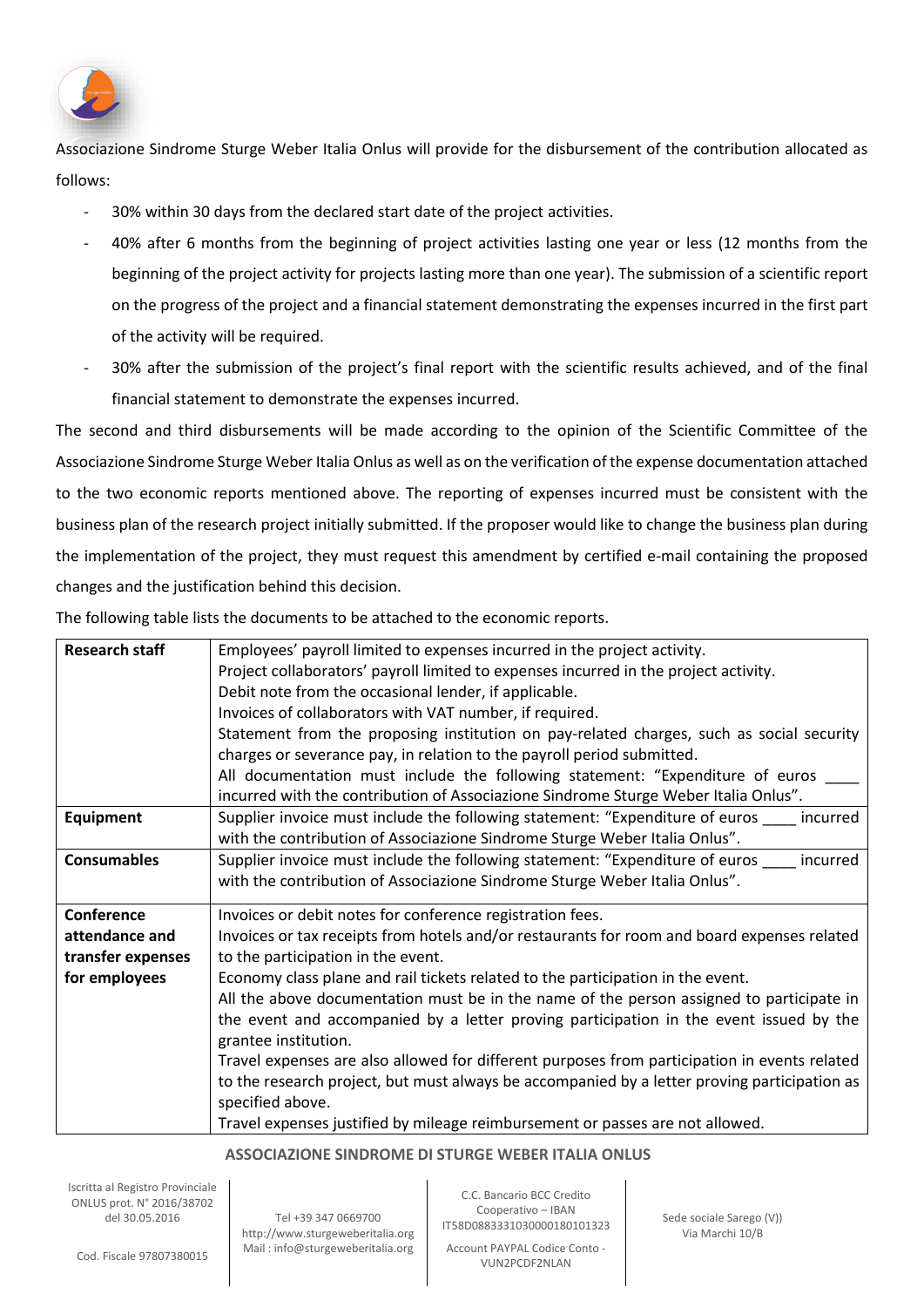Associazione Sindrome Sturge Weber Italia Onlus will provide for the disbursement of the contribution allocated as follows:

- 30% within 30 days from the declared start date of the project activities.
- 40% after 6 months from the beginning of project activities lasting one year or less (12 months from the beginning of the project activity for projects lasting more than one year). The submission of a scientific report on the progress of the project and a financial statement demonstrating the expenses incurred in the first part of the activity will be required.
- 30% after the submission of the project's final report with the scientific results achieved, and of the final financial statement to demonstrate the expenses incurred.

The second and third disbursements will be made according to the opinion of the Scientific Committee of the Associazione Sindrome Sturge Weber Italia Onlus as well as on the verification of the expense documentation attached to the two economic reports mentioned above. The reporting of expenses incurred must be consistent with the business plan of the research project initially submitted. If the proposer would like to change the business plan during the implementation of the project, they must request this amendment by certified e-mail containing the proposed changes and the justification behind this decision.

The following table lists the documents to be attached to the economic reports.

| | |
|---|---|
| **Research staff** | Employees' payroll limited to expenses incurred in the project activity.<br>Project collaborators' payroll limited to expenses incurred in the project activity.<br>Debit note from the occasional lender, if applicable.<br>Invoices of collaborators with VAT number, if required.<br>Statement from the proposing institution on pay-related charges, such as social security charges or severance pay, in relation to the payroll period submitted.<br>All documentation must include the following statement: "Expenditure of euros ____ incurred with the contribution of Associazione Sindrome Sturge Weber Italia Onlus". |
| **Equipment** | Supplier invoice must include the following statement: "Expenditure of euros ____ incurred with the contribution of Associazione Sindrome Sturge Weber Italia Onlus". |
| **Consumables** | Supplier invoice must include the following statement: "Expenditure of euros ____ incurred with the contribution of Associazione Sindrome Sturge Weber Italia Onlus". |
| **Conference attendance and transfer expenses for employees** | Invoices or debit notes for conference registration fees.<br>Invoices or tax receipts from hotels and/or restaurants for room and board expenses related to the participation in the event.<br>Economy class plane and rail tickets related to the participation in the event.<br>All the above documentation must be in the name of the person assigned to participate in the event and accompanied by a letter proving participation in the event issued by the grantee institution.<br>Travel expenses are also allowed for different purposes from participation in events related to the research project, but must always be accompanied by a letter proving participation as specified above.<br>Travel expenses justified by mileage reimbursement or passes are not allowed. |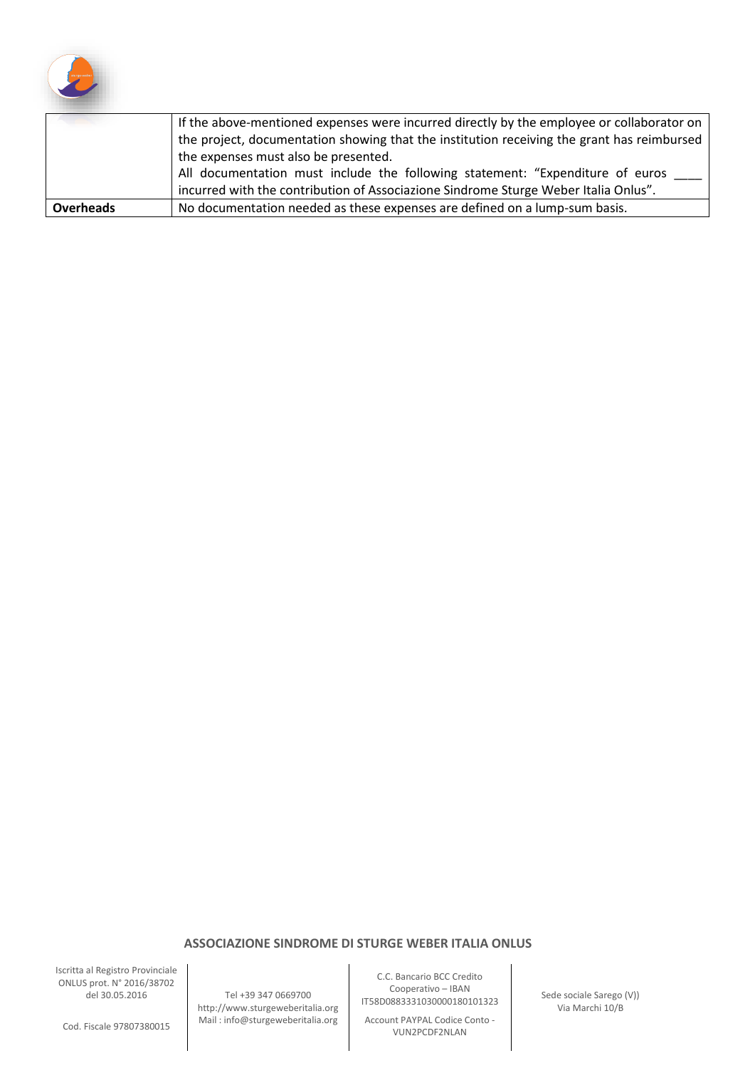| | |
|---|---|
| | If the above-mentioned expenses were incurred directly by the employee or collaborator on the project, documentation showing that the institution receiving the grant has reimbursed the expenses must also be presented.<br>All documentation must include the following statement: "Expenditure of euros ____ incurred with the contribution of Associazione Sindrome Sturge Weber Italia Onlus". |
| **Overheads** | No documentation needed as these expenses are defined on a lump-sum basis. |